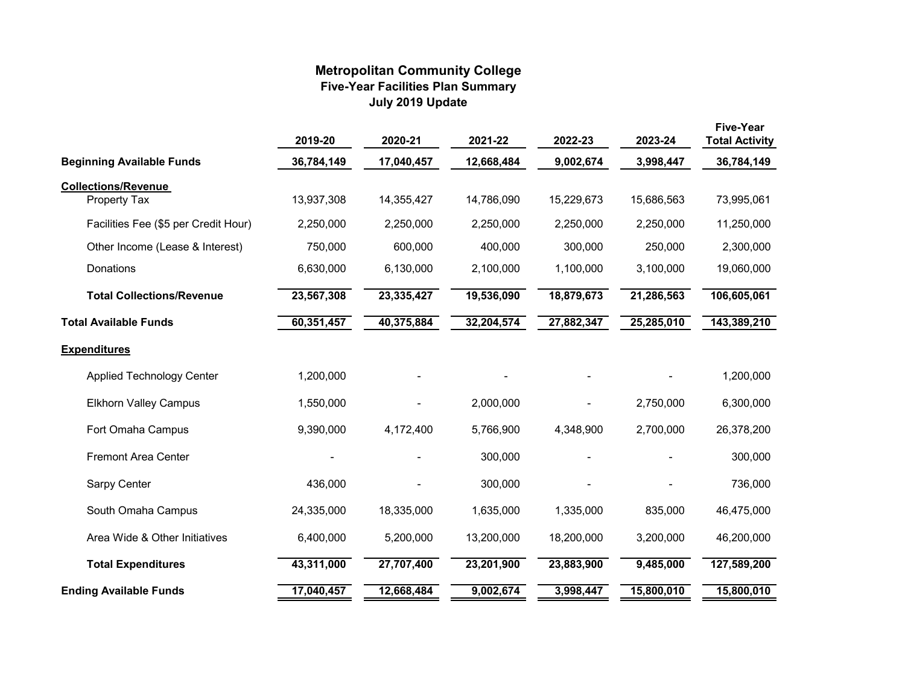# Metropolitan Community College
## Five-Year Facilities Plan Summary
### July 2019 Update

| | 2019-20 | 2020-21 | 2021-22 | 2022-23 | 2023-24 | Five-Year Total Activity |
|---|---|---|---|---|---|---|
| **Beginning Available Funds** | **36,784,149** | **17,040,457** | **12,668,484** | **9,002,674** | **3,998,447** | **36,784,149** |
| **Collections/Revenue** | | | | | | |
| Property Tax | 13,937,308 | 14,355,427 | 14,786,090 | 15,229,673 | 15,686,563 | 73,995,061 |
| Facilities Fee ($5 per Credit Hour) | 2,250,000 | 2,250,000 | 2,250,000 | 2,250,000 | 2,250,000 | 11,250,000 |
| Other Income (Lease & Interest) | 750,000 | 600,000 | 400,000 | 300,000 | 250,000 | 2,300,000 |
| Donations | 6,630,000 | 6,130,000 | 2,100,000 | 1,100,000 | 3,100,000 | 19,060,000 |
| **Total Collections/Revenue** | **23,567,308** | **23,335,427** | **19,536,090** | **18,879,673** | **21,286,563** | **106,605,061** |
| **Total Available Funds** | **60,351,457** | **40,375,884** | **32,204,574** | **27,882,347** | **25,285,010** | **143,389,210** |
| **Expenditures** | | | | | | |
| Applied Technology Center | 1,200,000 | - | - | - | - | 1,200,000 |
| Elkhorn Valley Campus | 1,550,000 | - | 2,000,000 | - | 2,750,000 | 6,300,000 |
| Fort Omaha Campus | 9,390,000 | 4,172,400 | 5,766,900 | 4,348,900 | 2,700,000 | 26,378,200 |
| Fremont Area Center | - | - | 300,000 | - | - | 300,000 |
| Sarpy Center | 436,000 | - | 300,000 | - | - | 736,000 |
| South Omaha Campus | 24,335,000 | 18,335,000 | 1,635,000 | 1,335,000 | 835,000 | 46,475,000 |
| Area Wide & Other Initiatives | 6,400,000 | 5,200,000 | 13,200,000 | 18,200,000 | 3,200,000 | 46,200,000 |
| **Total Expenditures** | **43,311,000** | **27,707,400** | **23,201,900** | **23,883,900** | **9,485,000** | **127,589,200** |
| **Ending Available Funds** | **17,040,457** | **12,668,484** | **9,002,674** | **3,998,447** | **15,800,010** | **15,800,010** |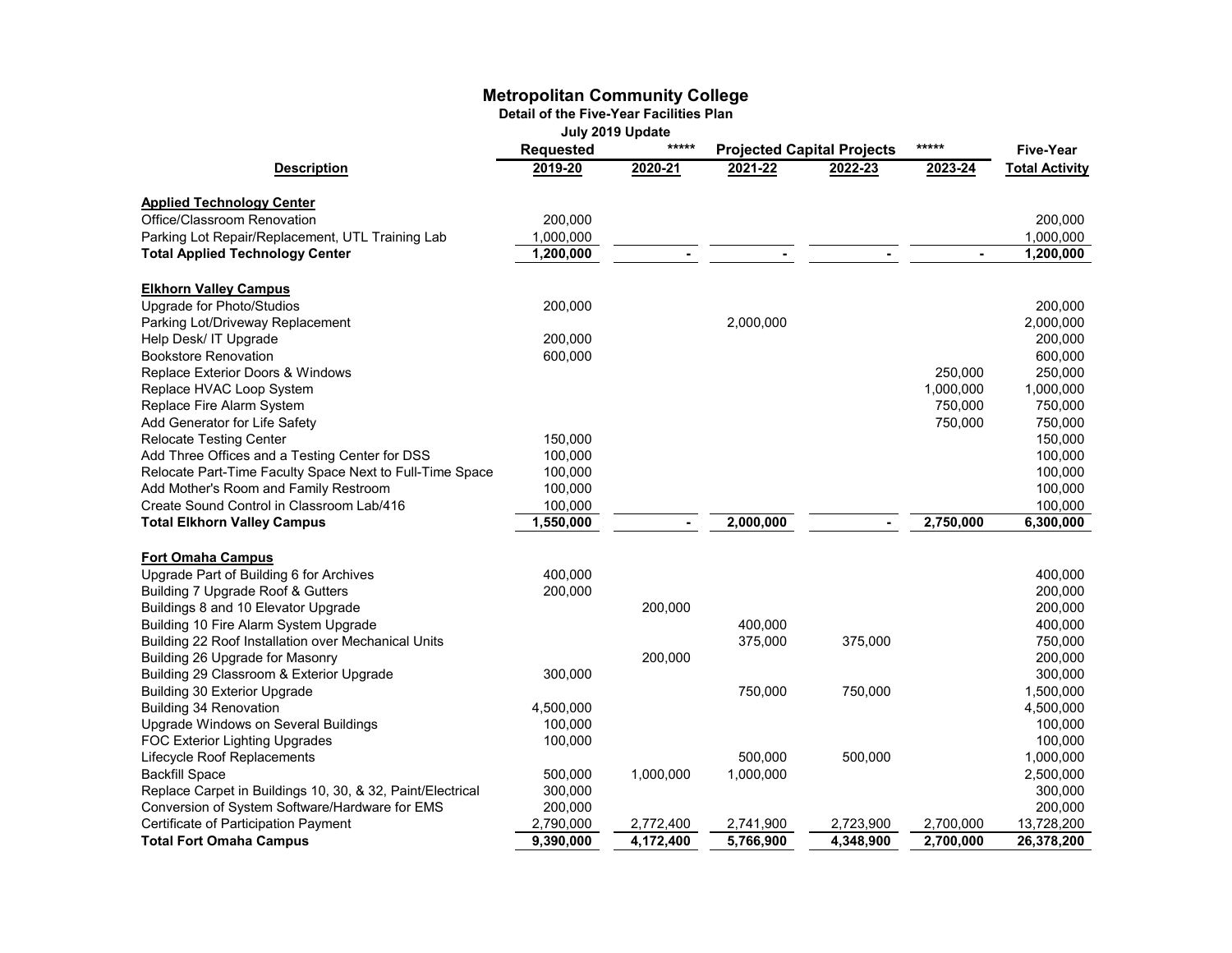# Metropolitan Community College

**Detail of the Five-Year Facilities Plan**

**July 2019 Update**

| Description | Requested 2019-20 | ***** 2020-21 | Projected Capital Projects 2021-22 | 2022-23 | ***** 2023-24 | Five-Year Total Activity |
|---|---|---|---|---|---|---|
| **Applied Technology Center** | | | | | | |
| Office/Classroom Renovation | 200,000 | | | | | 200,000 |
| Parking Lot Repair/Replacement, UTL Training Lab | 1,000,000 | | | | | 1,000,000 |
| **Total Applied Technology Center** | **1,200,000** | **-** | **-** | **-** | **-** | **1,200,000** |
| **Elkhorn Valley Campus** | | | | | | |
| Upgrade for Photo/Studios | 200,000 | | | | | 200,000 |
| Parking Lot/Driveway Replacement | | | 2,000,000 | | | 2,000,000 |
| Help Desk/ IT Upgrade | 200,000 | | | | | 200,000 |
| Bookstore Renovation | 600,000 | | | | | 600,000 |
| Replace Exterior Doors & Windows | | | | | 250,000 | 250,000 |
| Replace HVAC Loop System | | | | | 1,000,000 | 1,000,000 |
| Replace Fire Alarm System | | | | | 750,000 | 750,000 |
| Add Generator for Life Safety | | | | | 750,000 | 750,000 |
| Relocate Testing Center | 150,000 | | | | | 150,000 |
| Add Three Offices and a Testing Center for DSS | 100,000 | | | | | 100,000 |
| Relocate Part-Time Faculty Space Next to Full-Time Space | 100,000 | | | | | 100,000 |
| Add Mother's Room and Family Restroom | 100,000 | | | | | 100,000 |
| Create Sound Control in Classroom Lab/416 | 100,000 | | | | | 100,000 |
| **Total Elkhorn Valley Campus** | **1,550,000** | **-** | **2,000,000** | **-** | **2,750,000** | **6,300,000** |
| **Fort Omaha Campus** | | | | | | |
| Upgrade Part of Building 6 for Archives | 400,000 | | | | | 400,000 |
| Building 7 Upgrade Roof & Gutters | 200,000 | | | | | 200,000 |
| Buildings 8 and 10 Elevator Upgrade | | 200,000 | | | | 200,000 |
| Building 10 Fire Alarm System Upgrade | | | 400,000 | | | 400,000 |
| Building 22 Roof Installation over Mechanical Units | | | 375,000 | 375,000 | | 750,000 |
| Building 26 Upgrade for Masonry | | 200,000 | | | | 200,000 |
| Building 29 Classroom & Exterior Upgrade | 300,000 | | | | | 300,000 |
| Building 30 Exterior Upgrade | | | 750,000 | 750,000 | | 1,500,000 |
| Building 34 Renovation | 4,500,000 | | | | | 4,500,000 |
| Upgrade Windows on Several Buildings | 100,000 | | | | | 100,000 |
| FOC Exterior Lighting Upgrades | 100,000 | | | | | 100,000 |
| Lifecycle Roof Replacements | | | 500,000 | 500,000 | | 1,000,000 |
| Backfill Space | 500,000 | 1,000,000 | 1,000,000 | | | 2,500,000 |
| Replace Carpet in Buildings 10, 30, & 32, Paint/Electrical | 300,000 | | | | | 300,000 |
| Conversion of System Software/Hardware for EMS | 200,000 | | | | | 200,000 |
| Certificate of Participation Payment | 2,790,000 | 2,772,400 | 2,741,900 | 2,723,900 | 2,700,000 | 13,728,200 |
| **Total Fort Omaha Campus** | **9,390,000** | **4,172,400** | **5,766,900** | **4,348,900** | **2,700,000** | **26,378,200** |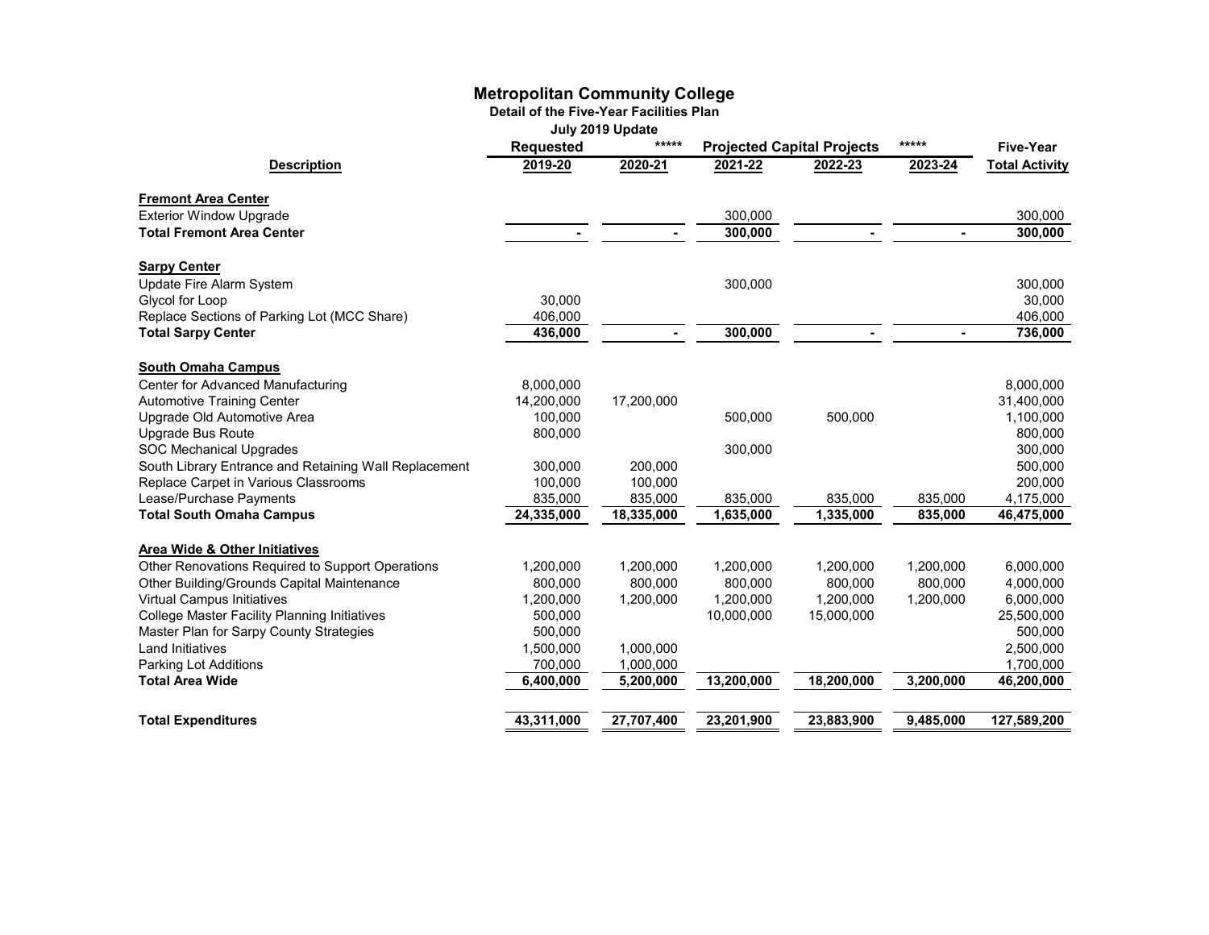# Metropolitan Community College

**Detail of the Five-Year Facilities Plan**

**July 2019 Update**

| Description | Requested | ***** | Projected Capital Projects | | ***** | Five-Year |
|---|---|---|---|---|---|---|
| | 2019-20 | 2020-21 | 2021-22 | 2022-23 | 2023-24 | Total Activity |
| **Fremont Area Center** | | | | | | |
| Exterior Window Upgrade | | | 300,000 | | | 300,000 |
| **Total Fremont Area Center** | **-** | **-** | **300,000** | **-** | **-** | **300,000** |
| **Sarpy Center** | | | | | | |
| Update Fire Alarm System | | | 300,000 | | | 300,000 |
| Glycol for Loop | 30,000 | | | | | 30,000 |
| Replace Sections of Parking Lot (MCC Share) | 406,000 | | | | | 406,000 |
| **Total Sarpy Center** | **436,000** | **-** | **300,000** | **-** | **-** | **736,000** |
| **South Omaha Campus** | | | | | | |
| Center for Advanced Manufacturing | 8,000,000 | | | | | 8,000,000 |
| Automotive Training Center | 14,200,000 | 17,200,000 | | | | 31,400,000 |
| Upgrade Old Automotive Area | 100,000 | | 500,000 | 500,000 | | 1,100,000 |
| Upgrade Bus Route | 800,000 | | | | | 800,000 |
| SOC Mechanical Upgrades | | | 300,000 | | | 300,000 |
| South Library Entrance and Retaining Wall Replacement | 300,000 | 200,000 | | | | 500,000 |
| Replace Carpet in Various Classrooms | 100,000 | 100,000 | | | | 200,000 |
| Lease/Purchase Payments | 835,000 | 835,000 | 835,000 | 835,000 | 835,000 | 4,175,000 |
| **Total South Omaha Campus** | **24,335,000** | **18,335,000** | **1,635,000** | **1,335,000** | **835,000** | **46,475,000** |
| **Area Wide & Other Initiatives** | | | | | | |
| Other Renovations Required to Support Operations | 1,200,000 | 1,200,000 | 1,200,000 | 1,200,000 | 1,200,000 | 6,000,000 |
| Other Building/Grounds Capital Maintenance | 800,000 | 800,000 | 800,000 | 800,000 | 800,000 | 4,000,000 |
| Virtual Campus Initiatives | 1,200,000 | 1,200,000 | 1,200,000 | 1,200,000 | 1,200,000 | 6,000,000 |
| College Master Facility Planning Initiatives | 500,000 | | 10,000,000 | 15,000,000 | | 25,500,000 |
| Master Plan for Sarpy County Strategies | 500,000 | | | | | 500,000 |
| Land Initiatives | 1,500,000 | 1,000,000 | | | | 2,500,000 |
| Parking Lot Additions | 700,000 | 1,000,000 | | | | 1,700,000 |
| **Total Area Wide** | **6,400,000** | **5,200,000** | **13,200,000** | **18,200,000** | **3,200,000** | **46,200,000** |
| **Total Expenditures** | **43,311,000** | **27,707,400** | **23,201,900** | **23,883,900** | **9,485,000** | **127,589,200** |